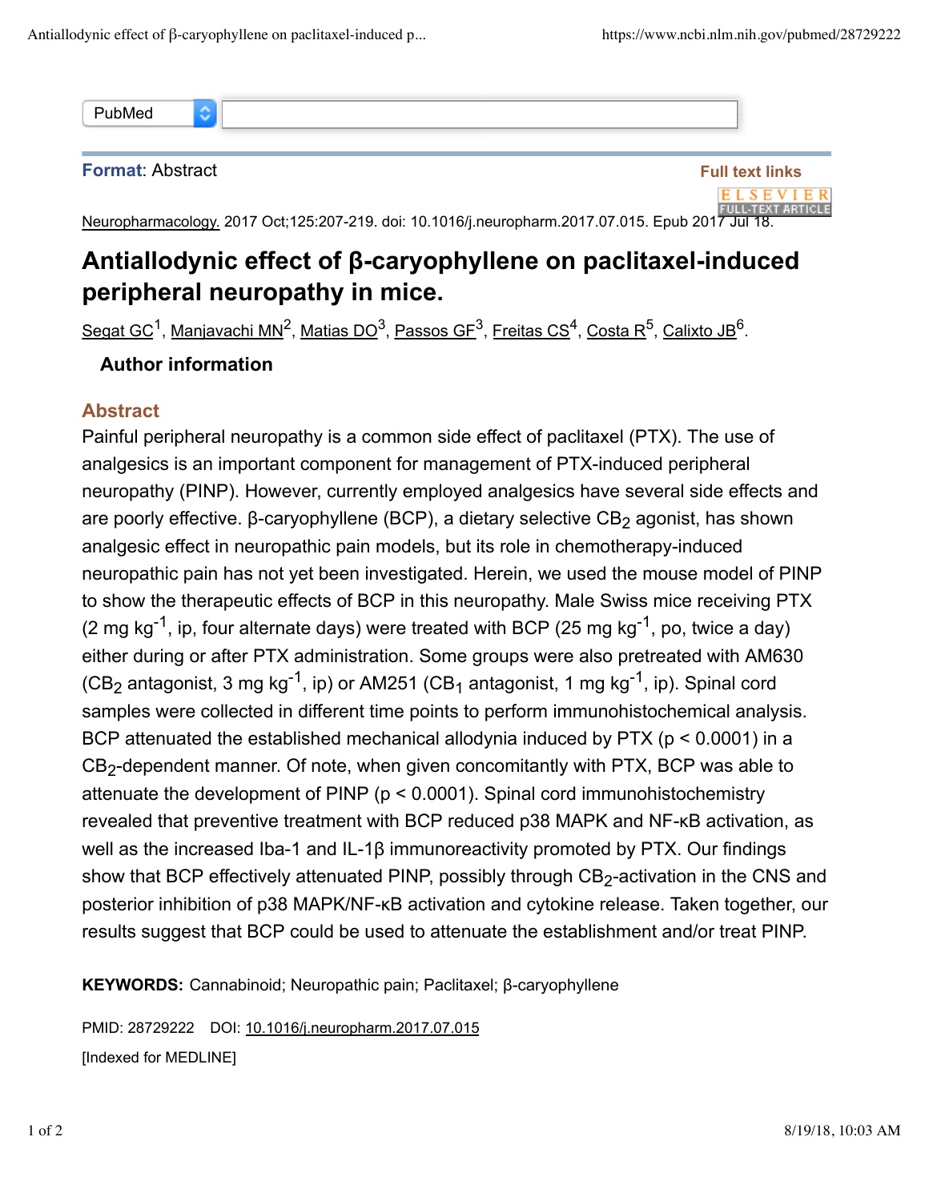PubMed

**Format**: Abstract

**Full text links**

[Neuropharmacology.](#) 2017 Oct;125:207-219. doi: 10.1016/j.neuropharm.2017.07.015. Epub 2017 Jul 18.

# Antiallodynic effect of β-caryophyllene on paclitaxel-induced peripheral neuropathy in mice.

Segat GC[1], Manjavachi MN[2], Matias DO[3], Passos GF[3], Freitas CS[4], Costa R[5], Calixto JB[6].

**Author information**

## Abstract

Painful peripheral neuropathy is a common side effect of paclitaxel (PTX). The use of analgesics is an important component for management of PTX-induced peripheral neuropathy (PINP). However, currently employed analgesics have several side effects and are poorly effective. β-caryophyllene (BCP), a dietary selective $CB_2$ agonist, has shown analgesic effect in neuropathic pain models, but its role in chemotherapy-induced neuropathic pain has not yet been investigated. Herein, we used the mouse model of PINP to show the therapeutic effects of BCP in this neuropathy. Male Swiss mice receiving PTX (2 mg $kg^{-1}$, ip, four alternate days) were treated with BCP (25 mg $kg^{-1}$, po, twice a day) either during or after PTX administration. Some groups were also pretreated with AM630 ($CB_2$ antagonist, 3 mg $kg^{-1}$, ip) or AM251 ($CB_1$ antagonist, 1 mg $kg^{-1}$, ip). Spinal cord samples were collected in different time points to perform immunohistochemical analysis. BCP attenuated the established mechanical allodynia induced by PTX ($p < 0.0001$) in a $CB_2$-dependent manner. Of note, when given concomitantly with PTX, BCP was able to attenuate the development of PINP ($p < 0.0001$). Spinal cord immunohistochemistry revealed that preventive treatment with BCP reduced p38 MAPK and NF-κB activation, as well as the increased Iba-1 and IL-1β immunoreactivity promoted by PTX. Our findings show that BCP effectively attenuated PINP, possibly through $CB_2$-activation in the CNS and posterior inhibition of p38 MAPK/NF-κB activation and cytokine release. Taken together, our results suggest that BCP could be used to attenuate the establishment and/or treat PINP.

**KEYWORDS:** Cannabinoid; Neuropathic pain; Paclitaxel; β-caryophyllene

PMID: 28729222 DOI: 10.1016/j.neuropharm.2017.07.015

[Indexed for MEDLINE]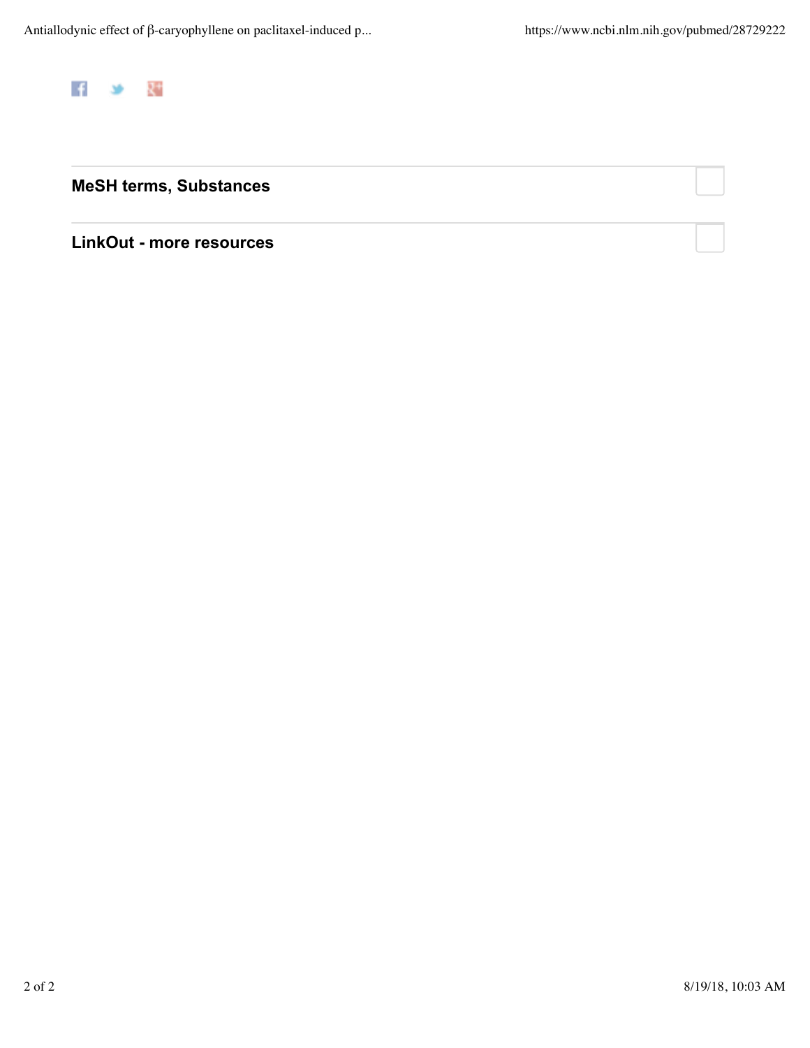## MeSH terms, Substances

## LinkOut - more resources